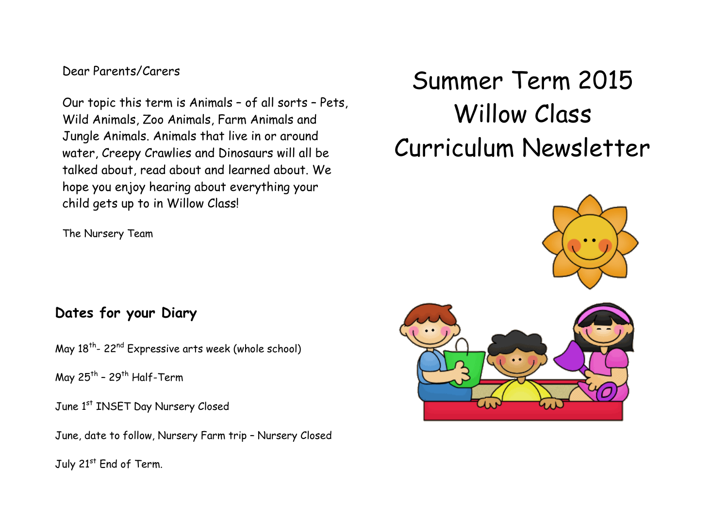# Summer Term 2015 Willow Class Curriculum Newsletter

Dear Parents/Carers

Our topic this term is Animals – of all sorts – Pets, Wild Animals, Zoo Animals, Farm Animals and Jungle Animals. Animals that live in or around water, Creepy Crawlies and Dinosaurs will all be talked about, read about and learned about. We hope you enjoy hearing about everything your child gets up to in Willow Class!

The Nursery Team

## Dates for your Diary

May 18th- 22nd Expressive arts week (whole school)

May 25th – 29th Half-Term

June 1st INSET Day Nursery Closed

June, date to follow, Nursery Farm trip – Nursery Closed

July 21st End of Term.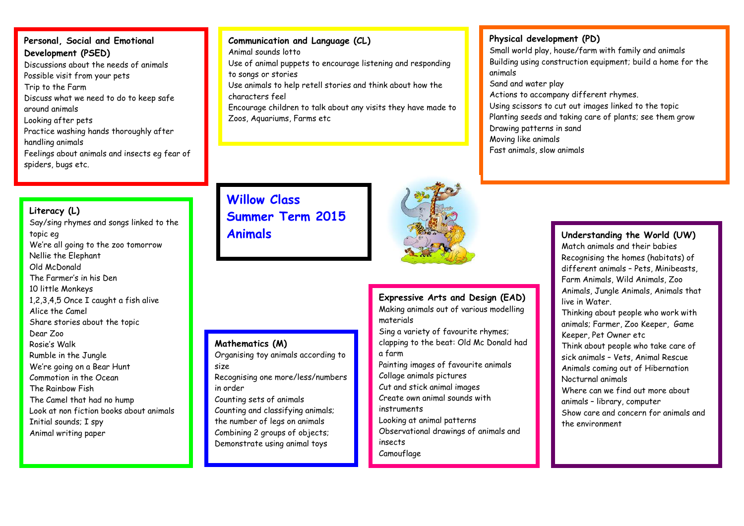# Willow Class
# Summer Term 2015
# Animals

## Personal, Social and Emotional Development (PSED)

Discussions about the needs of animals
Possible visit from your pets
Trip to the Farm
Discuss what we need to do to keep safe around animals
Looking after pets
Practice washing hands thoroughly after handling animals
Feelings about animals and insects eg fear of spiders, bugs etc.

## Communication and Language (CL)

Animal sounds lotto
Use of animal puppets to encourage listening and responding to songs or stories
Use animals to help retell stories and think about how the characters feel
Encourage children to talk about any visits they have made to Zoos, Aquariums, Farms etc

## Physical development (PD)

Small world play, house/farm with family and animals
Building using construction equipment; build a home for the animals
Sand and water play
Actions to accompany different rhymes.
Using scissors to cut out images linked to the topic
Planting seeds and taking care of plants; see them grow
Drawing patterns in sand
Moving like animals
Fast animals, slow animals

## Literacy (L)

Say/sing rhymes and songs linked to the topic eg
We're all going to the zoo tomorrow
Nellie the Elephant
Old McDonald
The Farmer's in his Den
10 little Monkeys
1,2,3,4,5 Once I caught a fish alive
Alice the Camel
Share stories about the topic
Dear Zoo
Rosie's Walk
Rumble in the Jungle
We're going on a Bear Hunt
Commotion in the Ocean
The Rainbow Fish
The Camel that had no hump
Look at non fiction books about animals
Initial sounds; I spy
Animal writing paper

## Mathematics (M)

Organising toy animals according to size
Recognising one more/less/numbers in order
Counting sets of animals
Counting and classifying animals; the number of legs on animals
Combining 2 groups of objects; Demonstrate using animal toys

## Expressive Arts and Design (EAD)

Making animals out of various modelling materials
Sing a variety of favourite rhymes; clapping to the beat: Old Mc Donald had a farm
Painting images of favourite animals
Collage animals pictures
Cut and stick animal images
Create own animal sounds with instruments
Looking at animal patterns
Observational drawings of animals and insects
Camouflage

## Understanding the World (UW)

Match animals and their babies
Recognising the homes (habitats) of different animals – Pets, Minibeasts, Farm Animals, Wild Animals, Zoo Animals, Jungle Animals, Animals that live in Water.
Thinking about people who work with animals; Farmer, Zoo Keeper, Game Keeper, Pet Owner etc
Think about people who take care of sick animals – Vets, Animal Rescue
Animals coming out of Hibernation
Nocturnal animals
Where can we find out more about animals – library, computer
Show care and concern for animals and the environment